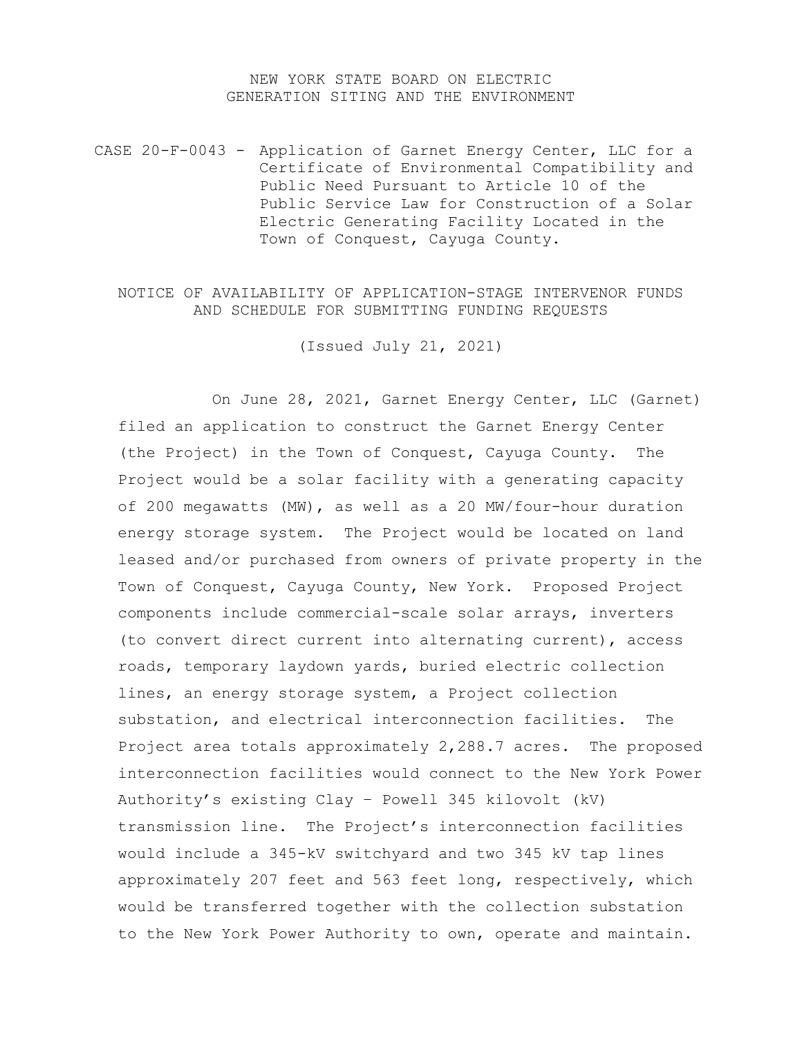NEW YORK STATE BOARD ON ELECTRIC
GENERATION SITING AND THE ENVIRONMENT

CASE 20-F-0043 - Application of Garnet Energy Center, LLC for a Certificate of Environmental Compatibility and Public Need Pursuant to Article 10 of the Public Service Law for Construction of a Solar Electric Generating Facility Located in the Town of Conquest, Cayuga County.

NOTICE OF AVAILABILITY OF APPLICATION-STAGE INTERVENOR FUNDS AND SCHEDULE FOR SUBMITTING FUNDING REQUESTS

(Issued July 21, 2021)

On June 28, 2021, Garnet Energy Center, LLC (Garnet) filed an application to construct the Garnet Energy Center (the Project) in the Town of Conquest, Cayuga County. The Project would be a solar facility with a generating capacity of 200 megawatts (MW), as well as a 20 MW/four-hour duration energy storage system. The Project would be located on land leased and/or purchased from owners of private property in the Town of Conquest, Cayuga County, New York. Proposed Project components include commercial-scale solar arrays, inverters (to convert direct current into alternating current), access roads, temporary laydown yards, buried electric collection lines, an energy storage system, a Project collection substation, and electrical interconnection facilities. The Project area totals approximately 2,288.7 acres. The proposed interconnection facilities would connect to the New York Power Authority's existing Clay – Powell 345 kilovolt (kV) transmission line. The Project's interconnection facilities would include a 345-kV switchyard and two 345 kV tap lines approximately 207 feet and 563 feet long, respectively, which would be transferred together with the collection substation to the New York Power Authority to own, operate and maintain.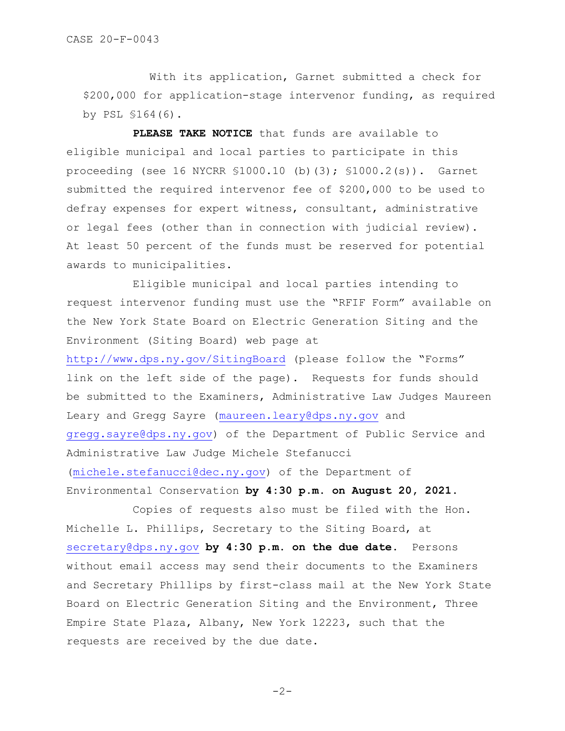With its application, Garnet submitted a check for $200,000 for application-stage intervenor funding, as required by PSL §164(6).

**PLEASE TAKE NOTICE** that funds are available to eligible municipal and local parties to participate in this proceeding (see 16 NYCRR §1000.10 (b)(3); §1000.2(s)). Garnet submitted the required intervenor fee of $200,000 to be used to defray expenses for expert witness, consultant, administrative or legal fees (other than in connection with judicial review). At least 50 percent of the funds must be reserved for potential awards to municipalities.

Eligible municipal and local parties intending to request intervenor funding must use the "RFIF Form" available on the New York State Board on Electric Generation Siting and the Environment (Siting Board) web page at http://www.dps.ny.gov/SitingBoard (please follow the "Forms" link on the left side of the page). Requests for funds should be submitted to the Examiners, Administrative Law Judges Maureen Leary and Gregg Sayre (maureen.leary@dps.ny.gov and gregg.sayre@dps.ny.gov) of the Department of Public Service and Administrative Law Judge Michele Stefanucci (michele.stefanucci@dec.ny.gov) of the Department of Environmental Conservation **by 4:30 p.m. on August 20, 2021.**

Copies of requests also must be filed with the Hon. Michelle L. Phillips, Secretary to the Siting Board, at secretary@dps.ny.gov **by 4:30 p.m. on the due date.** Persons without email access may send their documents to the Examiners and Secretary Phillips by first-class mail at the New York State Board on Electric Generation Siting and the Environment, Three Empire State Plaza, Albany, New York 12223, such that the requests are received by the due date.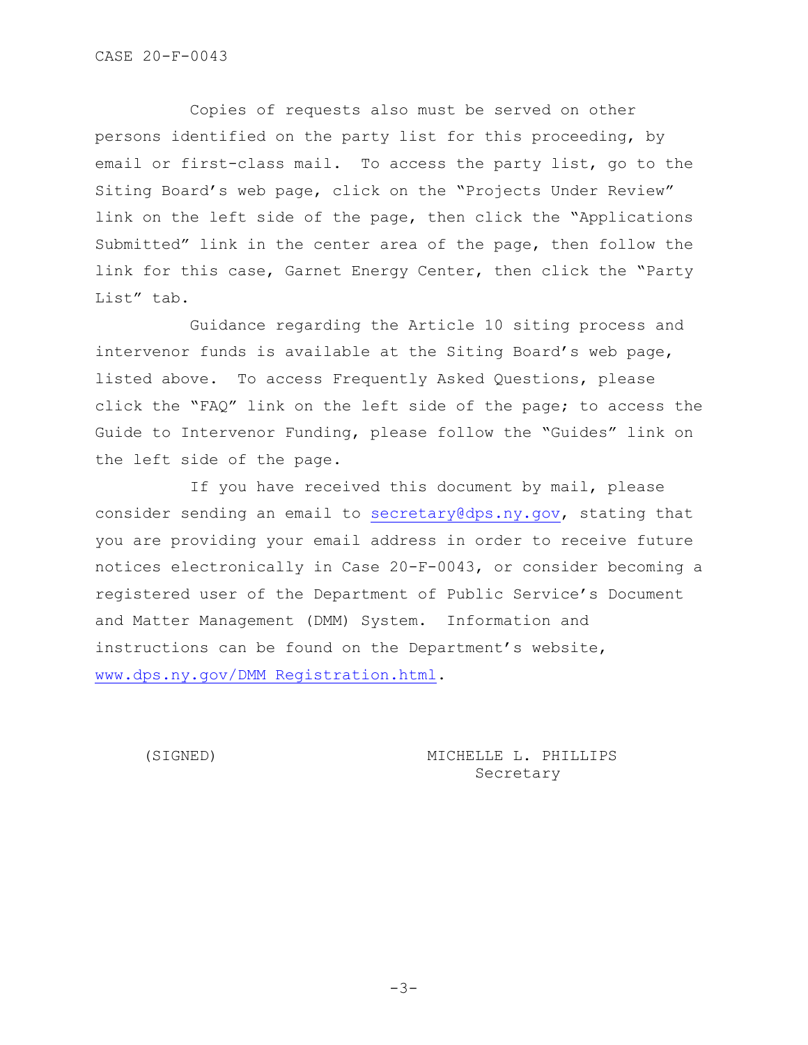Copies of requests also must be served on other persons identified on the party list for this proceeding, by email or first-class mail. To access the party list, go to the Siting Board's web page, click on the "Projects Under Review" link on the left side of the page, then click the "Applications Submitted" link in the center area of the page, then follow the link for this case, Garnet Energy Center, then click the "Party List" tab.

Guidance regarding the Article 10 siting process and intervenor funds is available at the Siting Board's web page, listed above. To access Frequently Asked Questions, please click the "FAQ" link on the left side of the page; to access the Guide to Intervenor Funding, please follow the "Guides" link on the left side of the page.

If you have received this document by mail, please consider sending an email to secretary@dps.ny.gov, stating that you are providing your email address in order to receive future notices electronically in Case 20-F-0043, or consider becoming a registered user of the Department of Public Service's Document and Matter Management (DMM) System. Information and instructions can be found on the Department's website, www.dps.ny.gov/DMM Registration.html.

(SIGNED) MICHELLE L. PHILLIPS
Secretary